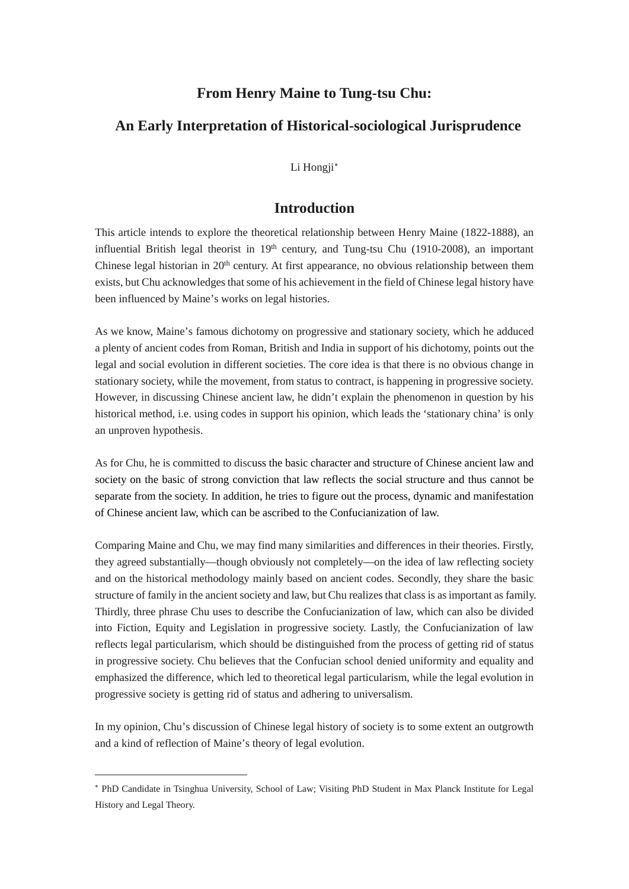# From Henry Maine to Tung-tsu Chu:

# An Early Interpretation of Historical-sociological Jurisprudence

Li Hongji*

## Introduction

This article intends to explore the theoretical relationship between Henry Maine (1822-1888), an influential British legal theorist in 19th century, and Tung-tsu Chu (1910-2008), an important Chinese legal historian in 20th century. At first appearance, no obvious relationship between them exists, but Chu acknowledges that some of his achievement in the field of Chinese legal history have been influenced by Maine's works on legal histories.

As we know, Maine's famous dichotomy on progressive and stationary society, which he adduced a plenty of ancient codes from Roman, British and India in support of his dichotomy, points out the legal and social evolution in different societies. The core idea is that there is no obvious change in stationary society, while the movement, from status to contract, is happening in progressive society. However, in discussing Chinese ancient law, he didn't explain the phenomenon in question by his historical method, i.e. using codes in support his opinion, which leads the 'stationary china' is only an unproven hypothesis.

As for Chu, he is committed to discuss the basic character and structure of Chinese ancient law and society on the basic of strong conviction that law reflects the social structure and thus cannot be separate from the society. In addition, he tries to figure out the process, dynamic and manifestation of Chinese ancient law, which can be ascribed to the Confucianization of law.

Comparing Maine and Chu, we may find many similarities and differences in their theories. Firstly, they agreed substantially—though obviously not completely—on the idea of law reflecting society and on the historical methodology mainly based on ancient codes. Secondly, they share the basic structure of family in the ancient society and law, but Chu realizes that class is as important as family. Thirdly, three phrase Chu uses to describe the Confucianization of law, which can also be divided into Fiction, Equity and Legislation in progressive society. Lastly, the Confucianization of law reflects legal particularism, which should be distinguished from the process of getting rid of status in progressive society. Chu believes that the Confucian school denied uniformity and equality and emphasized the difference, which led to theoretical legal particularism, while the legal evolution in progressive society is getting rid of status and adhering to universalism.

In my opinion, Chu's discussion of Chinese legal history of society is to some extent an outgrowth and a kind of reflection of Maine's theory of legal evolution.

---

* PhD Candidate in Tsinghua University, School of Law; Visiting PhD Student in Max Planck Institute for Legal History and Legal Theory.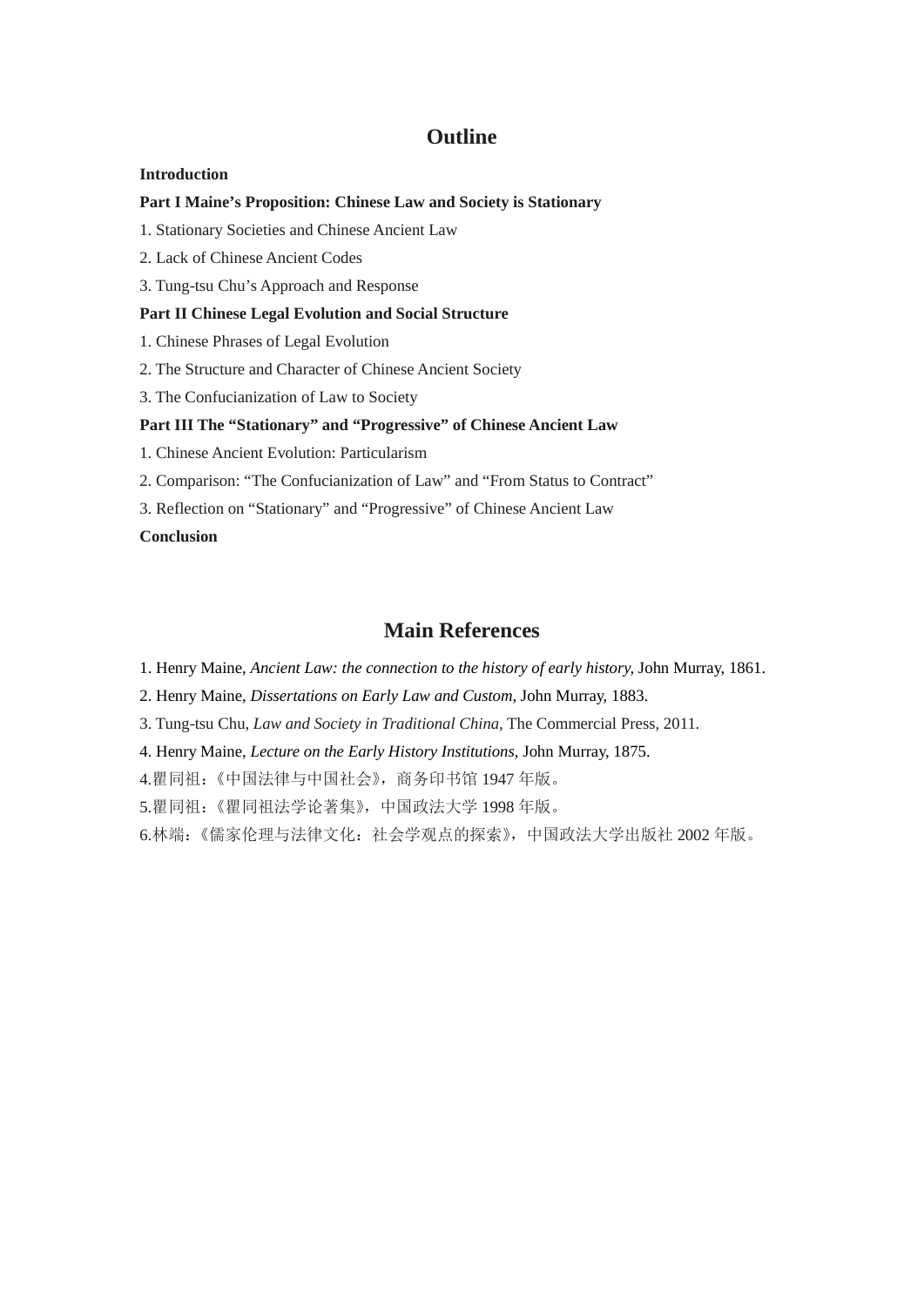## Outline

**Introduction**

**Part I Maine's Proposition: Chinese Law and Society is Stationary**

1. Stationary Societies and Chinese Ancient Law
2. Lack of Chinese Ancient Codes
3. Tung-tsu Chu's Approach and Response

**Part II Chinese Legal Evolution and Social Structure**

1. Chinese Phrases of Legal Evolution
2. The Structure and Character of Chinese Ancient Society
3. The Confucianization of Law to Society

**Part III The "Stationary" and "Progressive" of Chinese Ancient Law**

1. Chinese Ancient Evolution: Particularism
2. Comparison: "The Confucianization of Law" and "From Status to Contract"
3. Reflection on "Stationary" and "Progressive" of Chinese Ancient Law

**Conclusion**

## Main References

1. Henry Maine, *Ancient Law: the connection to the history of early history,* John Murray, 1861.
2. Henry Maine, *Dissertations on Early Law and Custom,* John Murray, 1883.
3. Tung-tsu Chu, *Law and Society in Traditional China,* The Commercial Press, 2011.
4. Henry Maine, *Lecture on the Early History Institutions,* John Murray, 1875.
4.瞿同祖：《中国法律与中国社会》，商务印书馆 1947 年版。
5.瞿同祖：《瞿同祖法学论著集》，中国政法大学 1998 年版。
6.林端：《儒家伦理与法律文化：社会学观点的探索》，中国政法大学出版社 2002 年版。